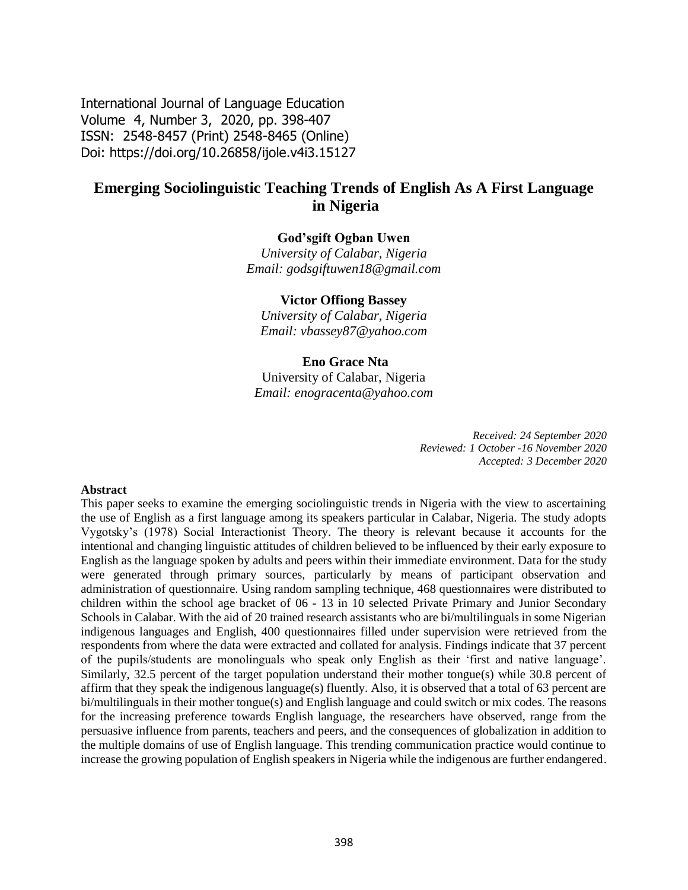International Journal of Language Education
Volume 4, Number 3, 2020, pp. 398-407
ISSN: 2548-8457 (Print) 2548-8465 (Online)
Doi: https://doi.org/10.26858/ijole.v4i3.15127

# Emerging Sociolinguistic Teaching Trends of English As A First Language in Nigeria

**God'sgift Ogban Uwen**
*University of Calabar, Nigeria*
*Email: godsgiftuwen18@gmail.com*

**Victor Offiong Bassey**
*University of Calabar, Nigeria*
*Email: vbassey87@yahoo.com*

**Eno Grace Nta**
University of Calabar, Nigeria
*Email: enogracenta@yahoo.com*

*Received: 24 September 2020*
*Reviewed: 1 October -16 November 2020*
*Accepted: 3 December 2020*

**Abstract**

This paper seeks to examine the emerging sociolinguistic trends in Nigeria with the view to ascertaining the use of English as a first language among its speakers particular in Calabar, Nigeria. The study adopts Vygotsky's (1978) Social Interactionist Theory. The theory is relevant because it accounts for the intentional and changing linguistic attitudes of children believed to be influenced by their early exposure to English as the language spoken by adults and peers within their immediate environment. Data for the study were generated through primary sources, particularly by means of participant observation and administration of questionnaire. Using random sampling technique, 468 questionnaires were distributed to children within the school age bracket of 06 - 13 in 10 selected Private Primary and Junior Secondary Schools in Calabar. With the aid of 20 trained research assistants who are bi/multilinguals in some Nigerian indigenous languages and English, 400 questionnaires filled under supervision were retrieved from the respondents from where the data were extracted and collated for analysis. Findings indicate that 37 percent of the pupils/students are monolinguals who speak only English as their 'first and native language'. Similarly, 32.5 percent of the target population understand their mother tongue(s) while 30.8 percent of affirm that they speak the indigenous language(s) fluently. Also, it is observed that a total of 63 percent are bi/multilinguals in their mother tongue(s) and English language and could switch or mix codes. The reasons for the increasing preference towards English language, the researchers have observed, range from the persuasive influence from parents, teachers and peers, and the consequences of globalization in addition to the multiple domains of use of English language. This trending communication practice would continue to increase the growing population of English speakers in Nigeria while the indigenous are further endangered.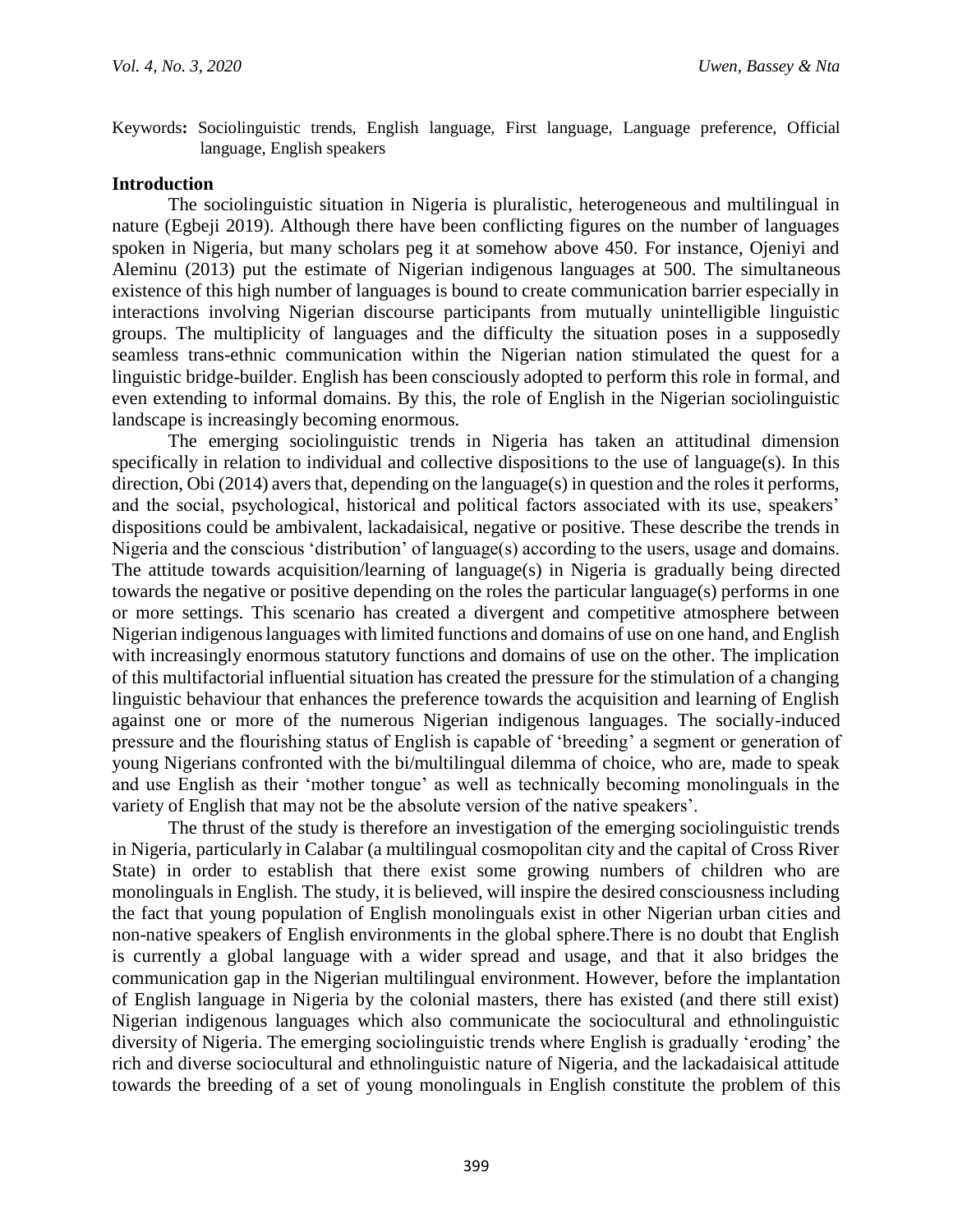Keywords**:** Sociolinguistic trends, English language, First language, Language preference, Official language, English speakers

## Introduction

The sociolinguistic situation in Nigeria is pluralistic, heterogeneous and multilingual in nature (Egbeji 2019). Although there have been conflicting figures on the number of languages spoken in Nigeria, but many scholars peg it at somehow above 450. For instance, Ojeniyi and Aleminu (2013) put the estimate of Nigerian indigenous languages at 500. The simultaneous existence of this high number of languages is bound to create communication barrier especially in interactions involving Nigerian discourse participants from mutually unintelligible linguistic groups. The multiplicity of languages and the difficulty the situation poses in a supposedly seamless trans-ethnic communication within the Nigerian nation stimulated the quest for a linguistic bridge-builder. English has been consciously adopted to perform this role in formal, and even extending to informal domains. By this, the role of English in the Nigerian sociolinguistic landscape is increasingly becoming enormous.

The emerging sociolinguistic trends in Nigeria has taken an attitudinal dimension specifically in relation to individual and collective dispositions to the use of language(s). In this direction, Obi (2014) avers that, depending on the language(s) in question and the roles it performs, and the social, psychological, historical and political factors associated with its use, speakers' dispositions could be ambivalent, lackadaisical, negative or positive. These describe the trends in Nigeria and the conscious 'distribution' of language(s) according to the users, usage and domains. The attitude towards acquisition/learning of language(s) in Nigeria is gradually being directed towards the negative or positive depending on the roles the particular language(s) performs in one or more settings. This scenario has created a divergent and competitive atmosphere between Nigerian indigenous languages with limited functions and domains of use on one hand, and English with increasingly enormous statutory functions and domains of use on the other. The implication of this multifactorial influential situation has created the pressure for the stimulation of a changing linguistic behaviour that enhances the preference towards the acquisition and learning of English against one or more of the numerous Nigerian indigenous languages. The socially-induced pressure and the flourishing status of English is capable of 'breeding' a segment or generation of young Nigerians confronted with the bi/multilingual dilemma of choice, who are, made to speak and use English as their 'mother tongue' as well as technically becoming monolinguals in the variety of English that may not be the absolute version of the native speakers'.

The thrust of the study is therefore an investigation of the emerging sociolinguistic trends in Nigeria, particularly in Calabar (a multilingual cosmopolitan city and the capital of Cross River State) in order to establish that there exist some growing numbers of children who are monolinguals in English. The study, it is believed, will inspire the desired consciousness including the fact that young population of English monolinguals exist in other Nigerian urban cities and non-native speakers of English environments in the global sphere.There is no doubt that English is currently a global language with a wider spread and usage, and that it also bridges the communication gap in the Nigerian multilingual environment. However, before the implantation of English language in Nigeria by the colonial masters, there has existed (and there still exist) Nigerian indigenous languages which also communicate the sociocultural and ethnolinguistic diversity of Nigeria. The emerging sociolinguistic trends where English is gradually 'eroding' the rich and diverse sociocultural and ethnolinguistic nature of Nigeria, and the lackadaisical attitude towards the breeding of a set of young monolinguals in English constitute the problem of this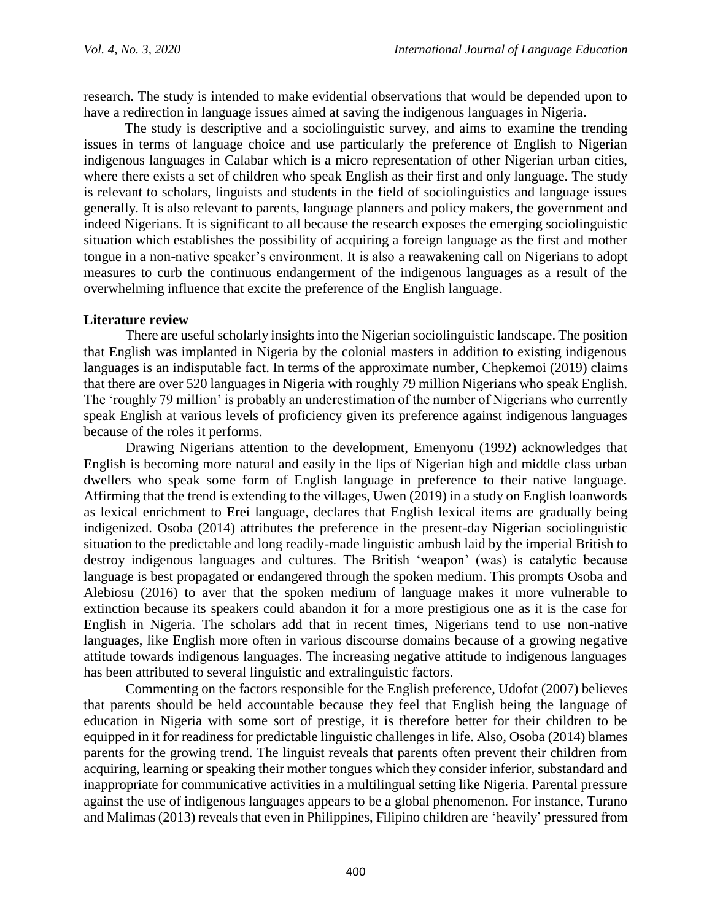research. The study is intended to make evidential observations that would be depended upon to have a redirection in language issues aimed at saving the indigenous languages in Nigeria.

The study is descriptive and a sociolinguistic survey, and aims to examine the trending issues in terms of language choice and use particularly the preference of English to Nigerian indigenous languages in Calabar which is a micro representation of other Nigerian urban cities, where there exists a set of children who speak English as their first and only language. The study is relevant to scholars, linguists and students in the field of sociolinguistics and language issues generally. It is also relevant to parents, language planners and policy makers, the government and indeed Nigerians. It is significant to all because the research exposes the emerging sociolinguistic situation which establishes the possibility of acquiring a foreign language as the first and mother tongue in a non-native speaker's environment. It is also a reawakening call on Nigerians to adopt measures to curb the continuous endangerment of the indigenous languages as a result of the overwhelming influence that excite the preference of the English language.

## Literature review

There are useful scholarly insights into the Nigerian sociolinguistic landscape. The position that English was implanted in Nigeria by the colonial masters in addition to existing indigenous languages is an indisputable fact. In terms of the approximate number, Chepkemoi (2019) claims that there are over 520 languages in Nigeria with roughly 79 million Nigerians who speak English. The 'roughly 79 million' is probably an underestimation of the number of Nigerians who currently speak English at various levels of proficiency given its preference against indigenous languages because of the roles it performs.

Drawing Nigerians attention to the development, Emenyonu (1992) acknowledges that English is becoming more natural and easily in the lips of Nigerian high and middle class urban dwellers who speak some form of English language in preference to their native language. Affirming that the trend is extending to the villages, Uwen (2019) in a study on English loanwords as lexical enrichment to Erei language, declares that English lexical items are gradually being indigenized. Osoba (2014) attributes the preference in the present-day Nigerian sociolinguistic situation to the predictable and long readily-made linguistic ambush laid by the imperial British to destroy indigenous languages and cultures. The British 'weapon' (was) is catalytic because language is best propagated or endangered through the spoken medium. This prompts Osoba and Alebiosu (2016) to aver that the spoken medium of language makes it more vulnerable to extinction because its speakers could abandon it for a more prestigious one as it is the case for English in Nigeria. The scholars add that in recent times, Nigerians tend to use non-native languages, like English more often in various discourse domains because of a growing negative attitude towards indigenous languages. The increasing negative attitude to indigenous languages has been attributed to several linguistic and extralinguistic factors.

Commenting on the factors responsible for the English preference, Udofot (2007) believes that parents should be held accountable because they feel that English being the language of education in Nigeria with some sort of prestige, it is therefore better for their children to be equipped in it for readiness for predictable linguistic challenges in life. Also, Osoba (2014) blames parents for the growing trend. The linguist reveals that parents often prevent their children from acquiring, learning or speaking their mother tongues which they consider inferior, substandard and inappropriate for communicative activities in a multilingual setting like Nigeria. Parental pressure against the use of indigenous languages appears to be a global phenomenon. For instance, Turano and Malimas (2013) reveals that even in Philippines, Filipino children are 'heavily' pressured from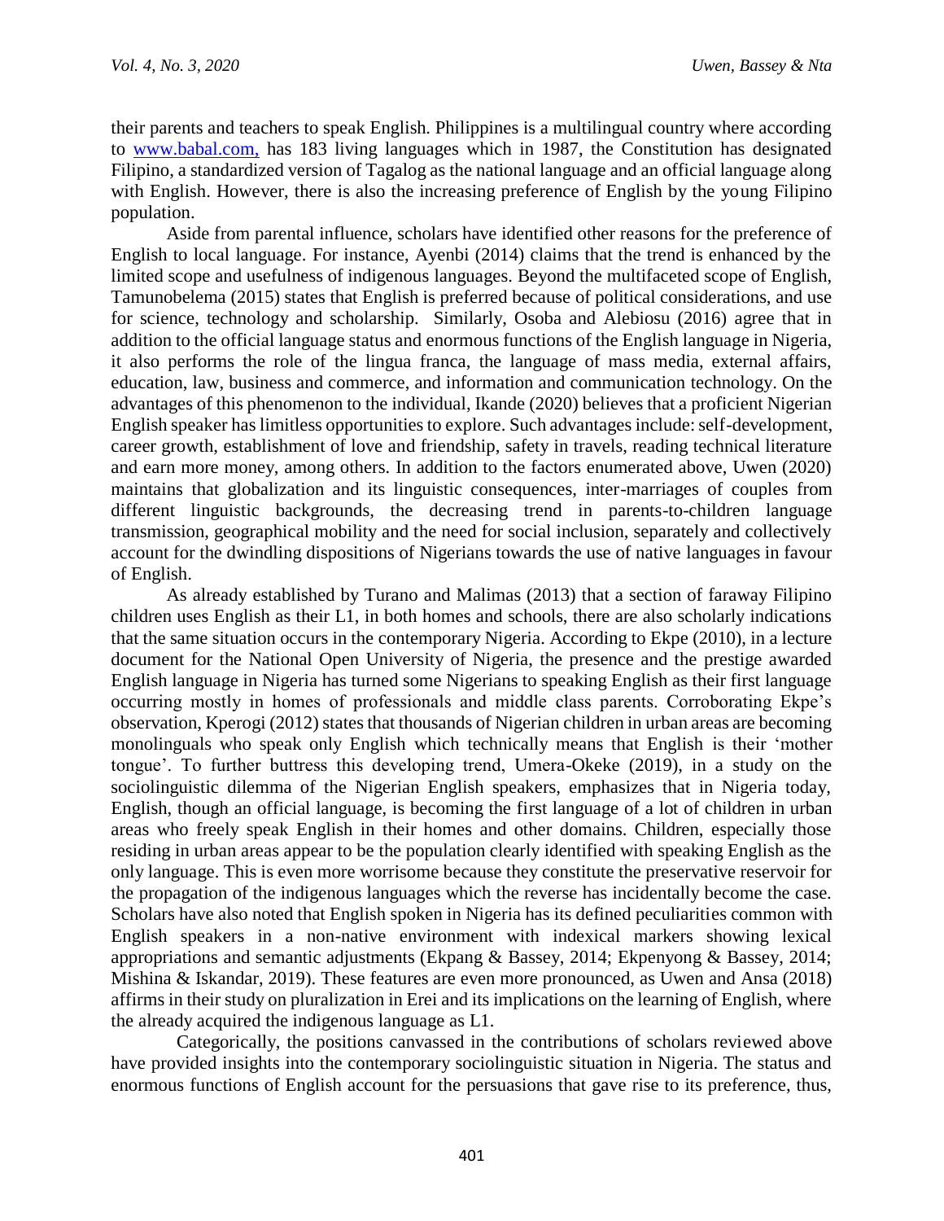their parents and teachers to speak English. Philippines is a multilingual country where according to www.babal.com, has 183 living languages which in 1987, the Constitution has designated Filipino, a standardized version of Tagalog as the national language and an official language along with English. However, there is also the increasing preference of English by the young Filipino population.

Aside from parental influence, scholars have identified other reasons for the preference of English to local language. For instance, Ayenbi (2014) claims that the trend is enhanced by the limited scope and usefulness of indigenous languages. Beyond the multifaceted scope of English, Tamunobelema (2015) states that English is preferred because of political considerations, and use for science, technology and scholarship. Similarly, Osoba and Alebiosu (2016) agree that in addition to the official language status and enormous functions of the English language in Nigeria, it also performs the role of the lingua franca, the language of mass media, external affairs, education, law, business and commerce, and information and communication technology. On the advantages of this phenomenon to the individual, Ikande (2020) believes that a proficient Nigerian English speaker has limitless opportunities to explore. Such advantages include: self-development, career growth, establishment of love and friendship, safety in travels, reading technical literature and earn more money, among others. In addition to the factors enumerated above, Uwen (2020) maintains that globalization and its linguistic consequences, inter-marriages of couples from different linguistic backgrounds, the decreasing trend in parents-to-children language transmission, geographical mobility and the need for social inclusion, separately and collectively account for the dwindling dispositions of Nigerians towards the use of native languages in favour of English.

As already established by Turano and Malimas (2013) that a section of faraway Filipino children uses English as their L1, in both homes and schools, there are also scholarly indications that the same situation occurs in the contemporary Nigeria. According to Ekpe (2010), in a lecture document for the National Open University of Nigeria, the presence and the prestige awarded English language in Nigeria has turned some Nigerians to speaking English as their first language occurring mostly in homes of professionals and middle class parents. Corroborating Ekpe's observation, Kperogi (2012) states that thousands of Nigerian children in urban areas are becoming monolinguals who speak only English which technically means that English is their 'mother tongue'. To further buttress this developing trend, Umera-Okeke (2019), in a study on the sociolinguistic dilemma of the Nigerian English speakers, emphasizes that in Nigeria today, English, though an official language, is becoming the first language of a lot of children in urban areas who freely speak English in their homes and other domains. Children, especially those residing in urban areas appear to be the population clearly identified with speaking English as the only language. This is even more worrisome because they constitute the preservative reservoir for the propagation of the indigenous languages which the reverse has incidentally become the case. Scholars have also noted that English spoken in Nigeria has its defined peculiarities common with English speakers in a non-native environment with indexical markers showing lexical appropriations and semantic adjustments (Ekpang & Bassey, 2014; Ekpenyong & Bassey, 2014; Mishina & Iskandar, 2019). These features are even more pronounced, as Uwen and Ansa (2018) affirms in their study on pluralization in Erei and its implications on the learning of English, where the already acquired the indigenous language as L1.

Categorically, the positions canvassed in the contributions of scholars reviewed above have provided insights into the contemporary sociolinguistic situation in Nigeria. The status and enormous functions of English account for the persuasions that gave rise to its preference, thus,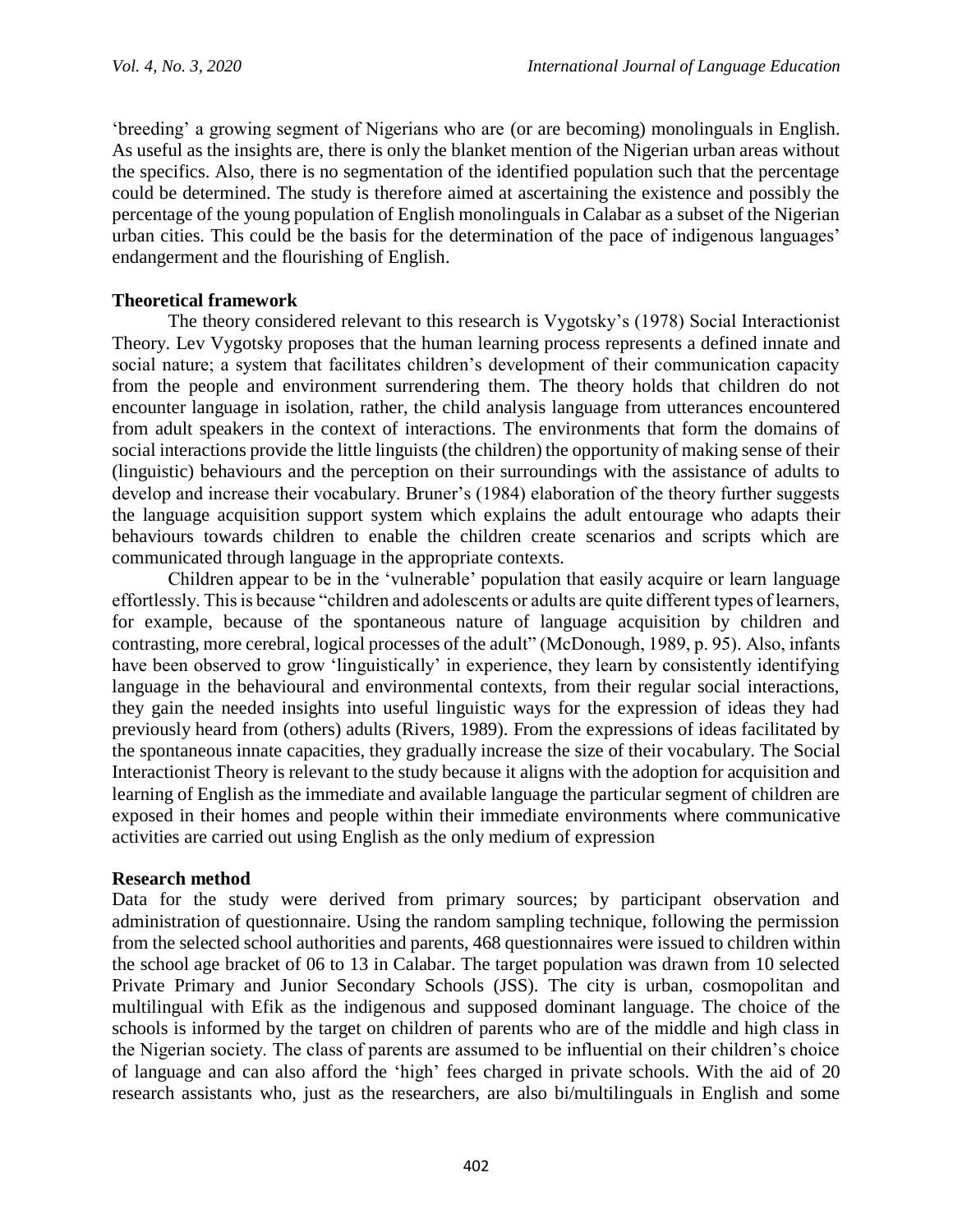'breeding' a growing segment of Nigerians who are (or are becoming) monolinguals in English. As useful as the insights are, there is only the blanket mention of the Nigerian urban areas without the specifics. Also, there is no segmentation of the identified population such that the percentage could be determined. The study is therefore aimed at ascertaining the existence and possibly the percentage of the young population of English monolinguals in Calabar as a subset of the Nigerian urban cities. This could be the basis for the determination of the pace of indigenous languages' endangerment and the flourishing of English.

## Theoretical framework

The theory considered relevant to this research is Vygotsky's (1978) Social Interactionist Theory. Lev Vygotsky proposes that the human learning process represents a defined innate and social nature; a system that facilitates children's development of their communication capacity from the people and environment surrendering them. The theory holds that children do not encounter language in isolation, rather, the child analysis language from utterances encountered from adult speakers in the context of interactions. The environments that form the domains of social interactions provide the little linguists (the children) the opportunity of making sense of their (linguistic) behaviours and the perception on their surroundings with the assistance of adults to develop and increase their vocabulary. Bruner's (1984) elaboration of the theory further suggests the language acquisition support system which explains the adult entourage who adapts their behaviours towards children to enable the children create scenarios and scripts which are communicated through language in the appropriate contexts.

Children appear to be in the 'vulnerable' population that easily acquire or learn language effortlessly. This is because "children and adolescents or adults are quite different types of learners, for example, because of the spontaneous nature of language acquisition by children and contrasting, more cerebral, logical processes of the adult" (McDonough, 1989, p. 95). Also, infants have been observed to grow 'linguistically' in experience, they learn by consistently identifying language in the behavioural and environmental contexts, from their regular social interactions, they gain the needed insights into useful linguistic ways for the expression of ideas they had previously heard from (others) adults (Rivers, 1989). From the expressions of ideas facilitated by the spontaneous innate capacities, they gradually increase the size of their vocabulary. The Social Interactionist Theory is relevant to the study because it aligns with the adoption for acquisition and learning of English as the immediate and available language the particular segment of children are exposed in their homes and people within their immediate environments where communicative activities are carried out using English as the only medium of expression

## Research method

Data for the study were derived from primary sources; by participant observation and administration of questionnaire. Using the random sampling technique, following the permission from the selected school authorities and parents, 468 questionnaires were issued to children within the school age bracket of 06 to 13 in Calabar. The target population was drawn from 10 selected Private Primary and Junior Secondary Schools (JSS). The city is urban, cosmopolitan and multilingual with Efik as the indigenous and supposed dominant language. The choice of the schools is informed by the target on children of parents who are of the middle and high class in the Nigerian society. The class of parents are assumed to be influential on their children's choice of language and can also afford the 'high' fees charged in private schools. With the aid of 20 research assistants who, just as the researchers, are also bi/multilinguals in English and some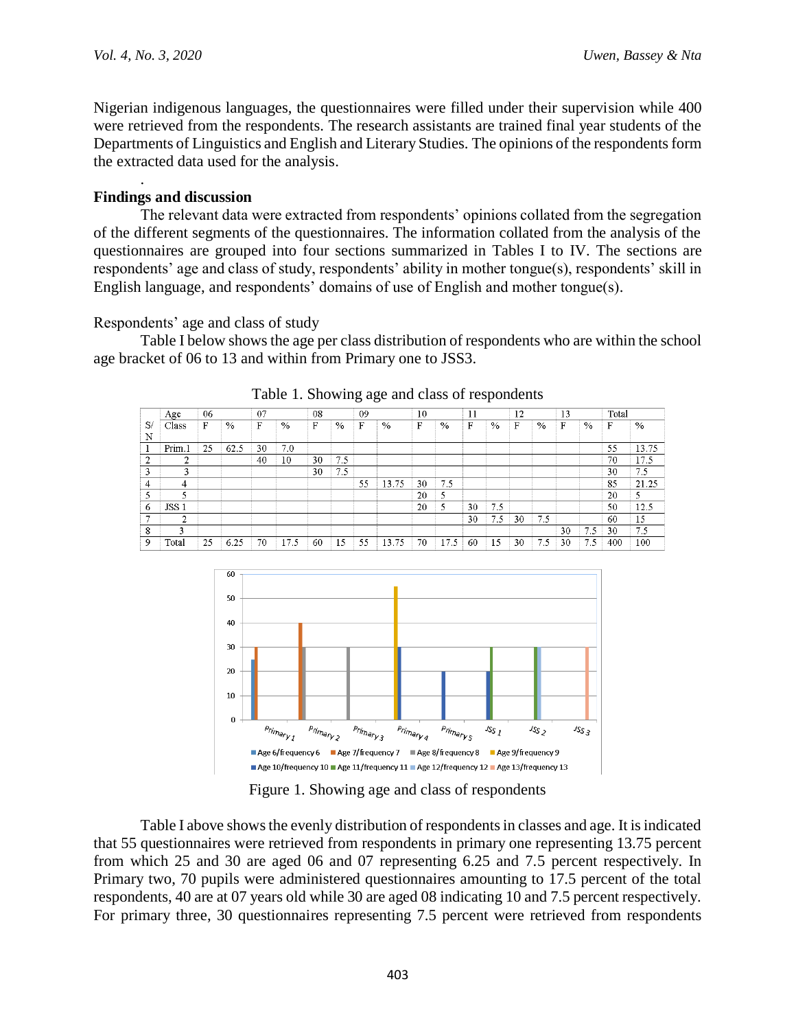Nigerian indigenous languages, the questionnaires were filled under their supervision while 400 were retrieved from the respondents. The research assistants are trained final year students of the Departments of Linguistics and English and Literary Studies. The opinions of the respondents form the extracted data used for the analysis.

.

## Findings and discussion

The relevant data were extracted from respondents' opinions collated from the segregation of the different segments of the questionnaires. The information collated from the analysis of the questionnaires are grouped into four sections summarized in Tables I to IV. The sections are respondents' age and class of study, respondents' ability in mother tongue(s), respondents' skill in English language, and respondents' domains of use of English and mother tongue(s).

Respondents' age and class of study

Table I below shows the age per class distribution of respondents who are within the school age bracket of 06 to 13 and within from Primary one to JSS3.

Table 1. Showing age and class of respondents

| | Age | 06 | | 07 | | 08 | | 09 | | 10 | | 11 | | 12 | | 13 | | Total | |
|---|---|---|---|---|---|---|---|---|---|---|---|---|---|---|---|---|---|---|---|
| S/N | Class | F | % | F | % | F | % | F | % | F | % | F | % | F | % | F | % | F | % |
| 1 | Prim.1 | 25 | 62.5 | 30 | 7.0 | | | | | | | | | | | | | 55 | 13.75 |
| 2 | 2 | | | 40 | 10 | 30 | 7.5 | | | | | | | | | | | 70 | 17.5 |
| 3 | 3 | | | | | 30 | 7.5 | | | | | | | | | | | 30 | 7.5 |
| 4 | 4 | | | | | | | 55 | 13.75 | 30 | 7.5 | | | | | | | 85 | 21.25 |
| 5 | 5 | | | | | | | | | 20 | 5 | | | | | | | 20 | 5 |
| 6 | JSS 1 | | | | | | | | | 20 | 5 | 30 | 7.5 | | | | | 50 | 12.5 |
| 7 | 2 | | | | | | | | | | | 30 | 7.5 | 30 | 7.5 | | | 60 | 15 |
| 8 | 3 | | | | | | | | | | | | | | | 30 | 7.5 | 30 | 7.5 |
| 9 | Total | 25 | 6.25 | 70 | 17.5 | 60 | 15 | 55 | 13.75 | 70 | 17.5 | 60 | 15 | 30 | 7.5 | 30 | 7.5 | 400 | 100 |

Figure 1. Showing age and class of respondents

Table I above shows the evenly distribution of respondents in classes and age. It is indicated that 55 questionnaires were retrieved from respondents in primary one representing 13.75 percent from which 25 and 30 are aged 06 and 07 representing 6.25 and 7.5 percent respectively. In Primary two, 70 pupils were administered questionnaires amounting to 17.5 percent of the total respondents, 40 are at 07 years old while 30 are aged 08 indicating 10 and 7.5 percent respectively. For primary three, 30 questionnaires representing 7.5 percent were retrieved from respondents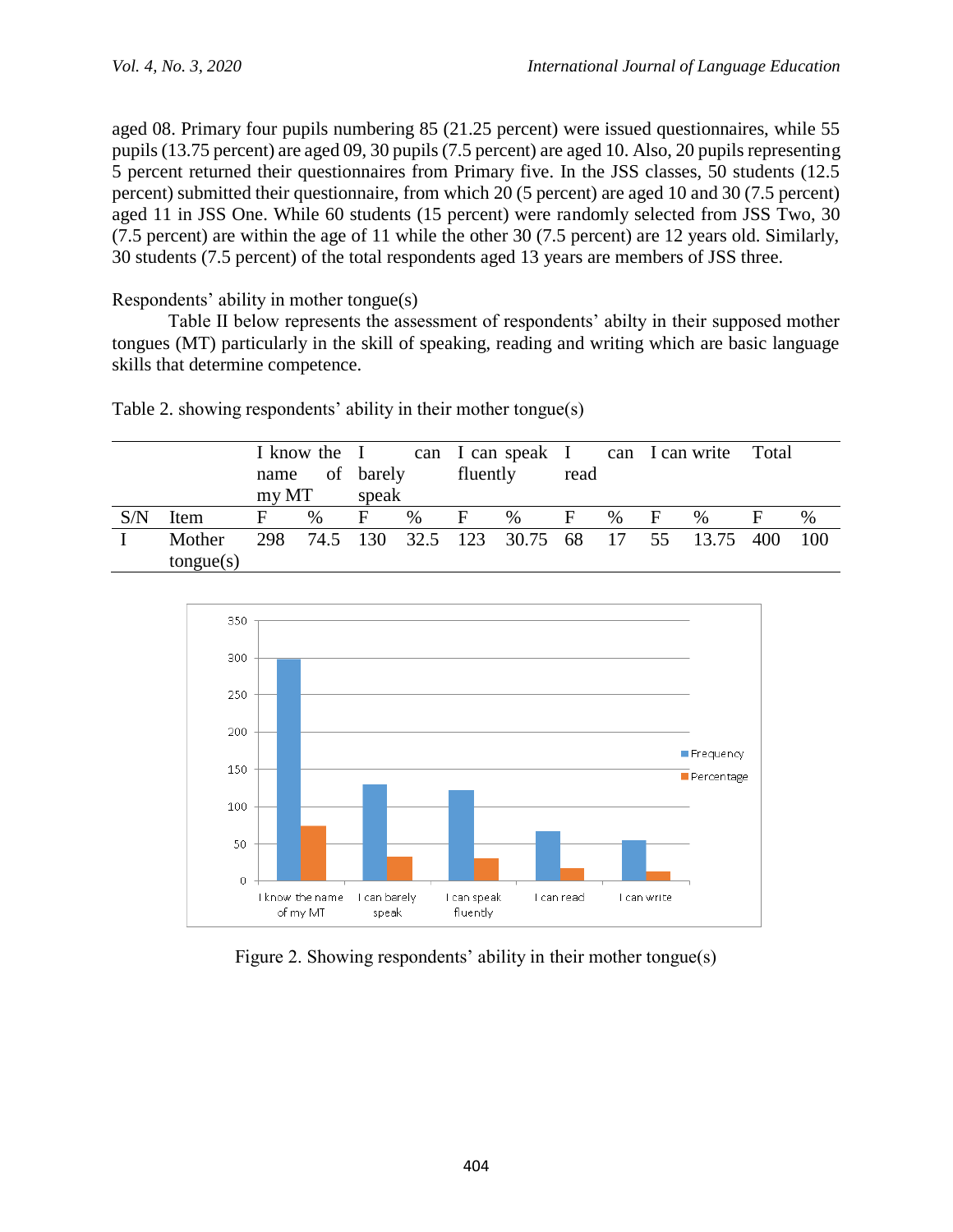aged 08. Primary four pupils numbering 85 (21.25 percent) were issued questionnaires, while 55 pupils (13.75 percent) are aged 09, 30 pupils (7.5 percent) are aged 10. Also, 20 pupils representing 5 percent returned their questionnaires from Primary five. In the JSS classes, 50 students (12.5 percent) submitted their questionnaire, from which 20 (5 percent) are aged 10 and 30 (7.5 percent) aged 11 in JSS One. While 60 students (15 percent) were randomly selected from JSS Two, 30 (7.5 percent) are within the age of 11 while the other 30 (7.5 percent) are 12 years old. Similarly, 30 students (7.5 percent) of the total respondents aged 13 years are members of JSS three.

Respondents' ability in mother tongue(s)

Table II below represents the assessment of respondents' abilty in their supposed mother tongues (MT) particularly in the skill of speaking, reading and writing which are basic language skills that determine competence.

Table 2. showing respondents' ability in their mother tongue(s)

| | | I know the name of my MT | | I can barely speak | | I can speak fluently | | I can read | | I can write | | Total | |
|---|---|---|---|---|---|---|---|---|---|---|---|---|---|
| S/N | Item | F | % | F | % | F | % | F | % | F | % | F | % |
| I | Mother tongue(s) | 298 | 74.5 | 130 | 32.5 | 123 | 30.75 | 68 | 17 | 55 | 13.75 | 400 | 100 |

Figure 2. Showing respondents' ability in their mother tongue(s)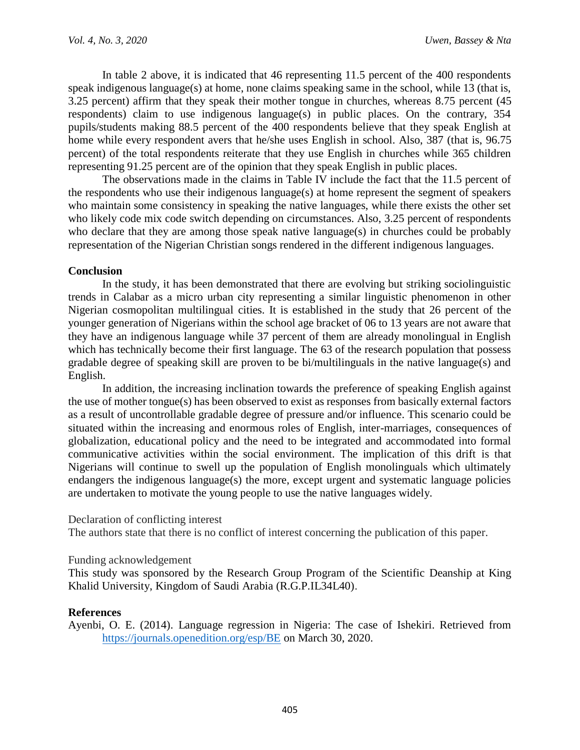In table 2 above, it is indicated that 46 representing 11.5 percent of the 400 respondents speak indigenous language(s) at home, none claims speaking same in the school, while 13 (that is, 3.25 percent) affirm that they speak their mother tongue in churches, whereas 8.75 percent (45 respondents) claim to use indigenous language(s) in public places. On the contrary, 354 pupils/students making 88.5 percent of the 400 respondents believe that they speak English at home while every respondent avers that he/she uses English in school. Also, 387 (that is, 96.75 percent) of the total respondents reiterate that they use English in churches while 365 children representing 91.25 percent are of the opinion that they speak English in public places.

The observations made in the claims in Table IV include the fact that the 11.5 percent of the respondents who use their indigenous language(s) at home represent the segment of speakers who maintain some consistency in speaking the native languages, while there exists the other set who likely code mix code switch depending on circumstances. Also, 3.25 percent of respondents who declare that they are among those speak native language(s) in churches could be probably representation of the Nigerian Christian songs rendered in the different indigenous languages.

## Conclusion

In the study, it has been demonstrated that there are evolving but striking sociolinguistic trends in Calabar as a micro urban city representing a similar linguistic phenomenon in other Nigerian cosmopolitan multilingual cities. It is established in the study that 26 percent of the younger generation of Nigerians within the school age bracket of 06 to 13 years are not aware that they have an indigenous language while 37 percent of them are already monolingual in English which has technically become their first language. The 63 of the research population that possess gradable degree of speaking skill are proven to be bi/multilinguals in the native language(s) and English.

In addition, the increasing inclination towards the preference of speaking English against the use of mother tongue(s) has been observed to exist as responses from basically external factors as a result of uncontrollable gradable degree of pressure and/or influence. This scenario could be situated within the increasing and enormous roles of English, inter-marriages, consequences of globalization, educational policy and the need to be integrated and accommodated into formal communicative activities within the social environment. The implication of this drift is that Nigerians will continue to swell up the population of English monolinguals which ultimately endangers the indigenous language(s) the more, except urgent and systematic language policies are undertaken to motivate the young people to use the native languages widely.

Declaration of conflicting interest

The authors state that there is no conflict of interest concerning the publication of this paper.

Funding acknowledgement

This study was sponsored by the Research Group Program of the Scientific Deanship at King Khalid University, Kingdom of Saudi Arabia (R.G.P.IL34L40).

## References

Ayenbi, O. E. (2014). Language regression in Nigeria: The case of Ishekiri. Retrieved from https://journals.openedition.org/esp/BE on March 30, 2020.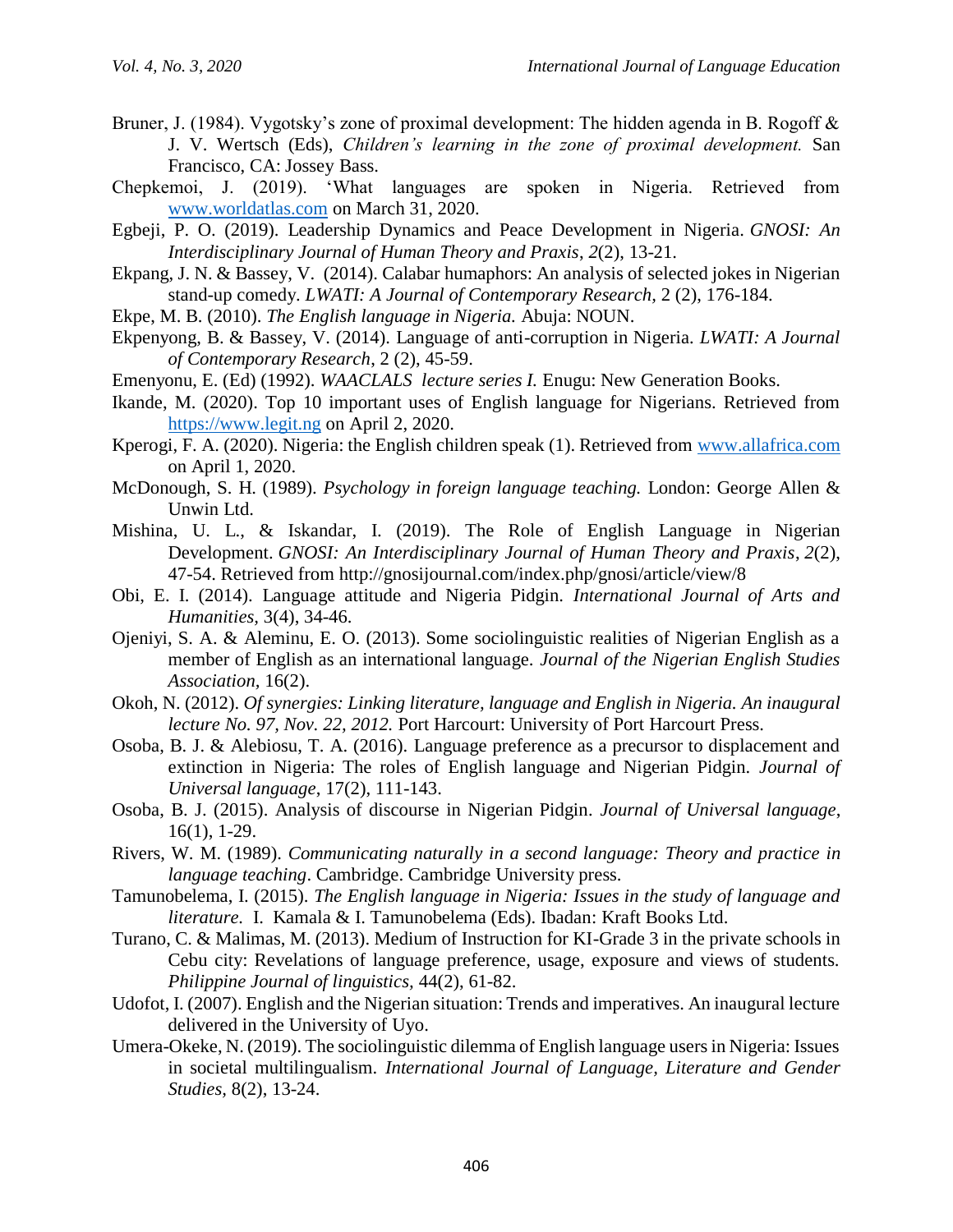Bruner, J. (1984). Vygotsky's zone of proximal development: The hidden agenda in B. Rogoff & J. V. Wertsch (Eds), *Children's learning in the zone of proximal development.* San Francisco, CA: Jossey Bass.

Chepkemoi, J. (2019). 'What languages are spoken in Nigeria. Retrieved from www.worldatlas.com on March 31, 2020.

Egbeji, P. O. (2019). Leadership Dynamics and Peace Development in Nigeria. *GNOSI: An Interdisciplinary Journal of Human Theory and Praxis*, *2*(2), 13-21.

Ekpang, J. N. & Bassey, V. (2014). Calabar humaphors: An analysis of selected jokes in Nigerian stand-up comedy. *LWATI: A Journal of Contemporary Research,* 2 (2), 176-184.

Ekpe, M. B. (2010). *The English language in Nigeria.* Abuja: NOUN.

Ekpenyong, B. & Bassey, V. (2014). Language of anti-corruption in Nigeria. *LWATI: A Journal of Contemporary Research*, 2 (2), 45-59.

Emenyonu, E. (Ed) (1992). *WAACLALS lecture series I.* Enugu: New Generation Books.

Ikande, M. (2020). Top 10 important uses of English language for Nigerians. Retrieved from https://www.legit.ng on April 2, 2020.

Kperogi, F. A. (2020). Nigeria: the English children speak (1). Retrieved from www.allafrica.com on April 1, 2020.

McDonough, S. H. (1989). *Psychology in foreign language teaching.* London: George Allen & Unwin Ltd.

Mishina, U. L., & Iskandar, I. (2019). The Role of English Language in Nigerian Development. *GNOSI: An Interdisciplinary Journal of Human Theory and Praxis*, *2*(2), 47-54. Retrieved from http://gnosijournal.com/index.php/gnosi/article/view/8

Obi, E. I. (2014). Language attitude and Nigeria Pidgin. *International Journal of Arts and Humanities,* 3(4), 34-46.

Ojeniyi, S. A. & Aleminu, E. O. (2013). Some sociolinguistic realities of Nigerian English as a member of English as an international language. *Journal of the Nigerian English Studies Association,* 16(2).

Okoh, N. (2012). *Of synergies: Linking literature, language and English in Nigeria. An inaugural lecture No. 97, Nov. 22, 2012.* Port Harcourt: University of Port Harcourt Press.

Osoba, B. J. & Alebiosu, T. A. (2016). Language preference as a precursor to displacement and extinction in Nigeria: The roles of English language and Nigerian Pidgin. *Journal of Universal language*, 17(2), 111-143.

Osoba, B. J. (2015). Analysis of discourse in Nigerian Pidgin. *Journal of Universal language*, 16(1), 1-29.

Rivers, W. M. (1989). *Communicating naturally in a second language: Theory and practice in language teaching*. Cambridge. Cambridge University press.

Tamunobelema, I. (2015). *The English language in Nigeria: Issues in the study of language and literature.* I. Kamala & I. Tamunobelema (Eds). Ibadan: Kraft Books Ltd.

Turano, C. & Malimas, M. (2013). Medium of Instruction for KI-Grade 3 in the private schools in Cebu city: Revelations of language preference, usage, exposure and views of students. *Philippine Journal of linguistics,* 44(2), 61-82.

Udofot, I. (2007). English and the Nigerian situation: Trends and imperatives. An inaugural lecture delivered in the University of Uyo.

Umera-Okeke, N. (2019). The sociolinguistic dilemma of English language users in Nigeria: Issues in societal multilingualism. *International Journal of Language, Literature and Gender Studies,* 8(2), 13-24.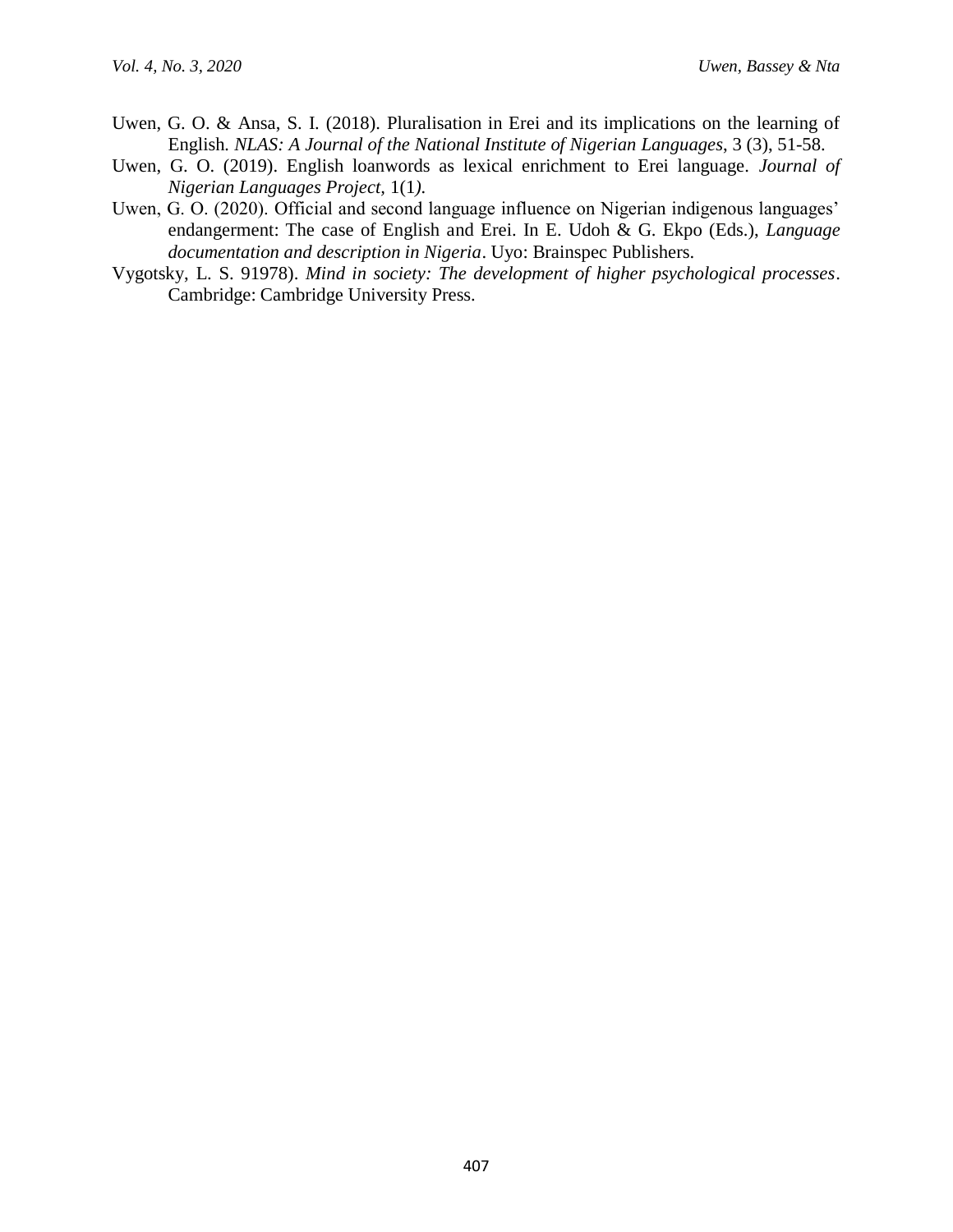Uwen, G. O. & Ansa, S. I. (2018). Pluralisation in Erei and its implications on the learning of English. *NLAS: A Journal of the National Institute of Nigerian Languages*, 3 (3), 51-58.

Uwen, G. O. (2019). English loanwords as lexical enrichment to Erei language. *Journal of Nigerian Languages Project*, 1(1*).*

Uwen, G. O. (2020). Official and second language influence on Nigerian indigenous languages' endangerment: The case of English and Erei. In E. Udoh & G. Ekpo (Eds.), *Language documentation and description in Nigeria*. Uyo: Brainspec Publishers.

Vygotsky, L. S. 91978). *Mind in society: The development of higher psychological processes*. Cambridge: Cambridge University Press.